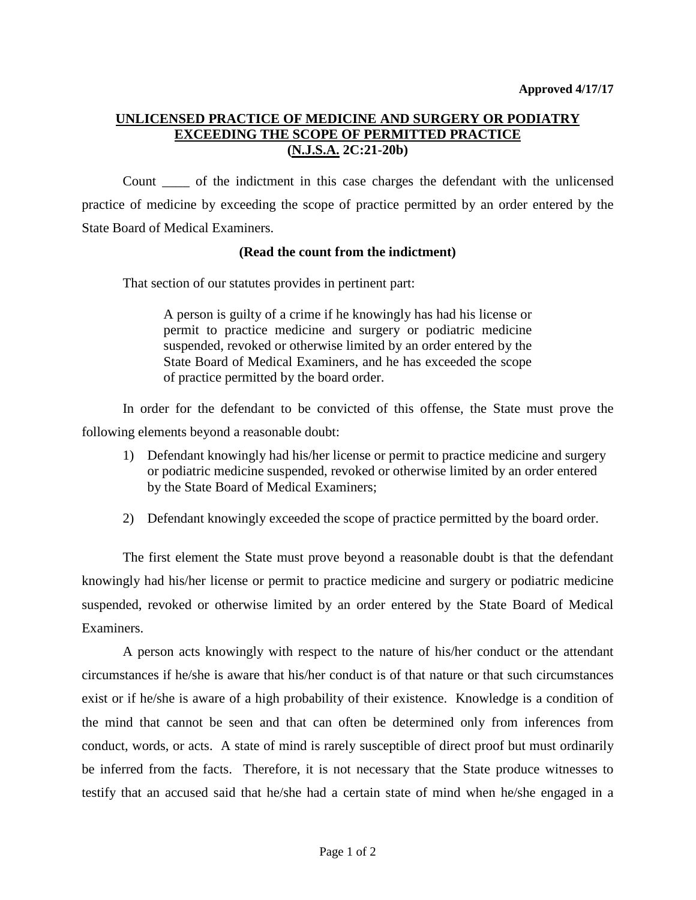**Approved 4/17/17**

# UNLICENSED PRACTICE OF MEDICINE AND SURGERY OR PODIATRY EXCEEDING THE SCOPE OF PERMITTED PRACTICE (N.J.S.A. 2C:21-20b)

Count ____ of the indictment in this case charges the defendant with the unlicensed practice of medicine by exceeding the scope of practice permitted by an order entered by the State Board of Medical Examiners.

**(Read the count from the indictment)**

That section of our statutes provides in pertinent part:

> A person is guilty of a crime if he knowingly has had his license or permit to practice medicine and surgery or podiatric medicine suspended, revoked or otherwise limited by an order entered by the State Board of Medical Examiners, and he has exceeded the scope of practice permitted by the board order.

In order for the defendant to be convicted of this offense, the State must prove the following elements beyond a reasonable doubt:

1) Defendant knowingly had his/her license or permit to practice medicine and surgery or podiatric medicine suspended, revoked or otherwise limited by an order entered by the State Board of Medical Examiners;

2) Defendant knowingly exceeded the scope of practice permitted by the board order.

The first element the State must prove beyond a reasonable doubt is that the defendant knowingly had his/her license or permit to practice medicine and surgery or podiatric medicine suspended, revoked or otherwise limited by an order entered by the State Board of Medical Examiners.

A person acts knowingly with respect to the nature of his/her conduct or the attendant circumstances if he/she is aware that his/her conduct is of that nature or that such circumstances exist or if he/she is aware of a high probability of their existence. Knowledge is a condition of the mind that cannot be seen and that can often be determined only from inferences from conduct, words, or acts. A state of mind is rarely susceptible of direct proof but must ordinarily be inferred from the facts. Therefore, it is not necessary that the State produce witnesses to testify that an accused said that he/she had a certain state of mind when he/she engaged in a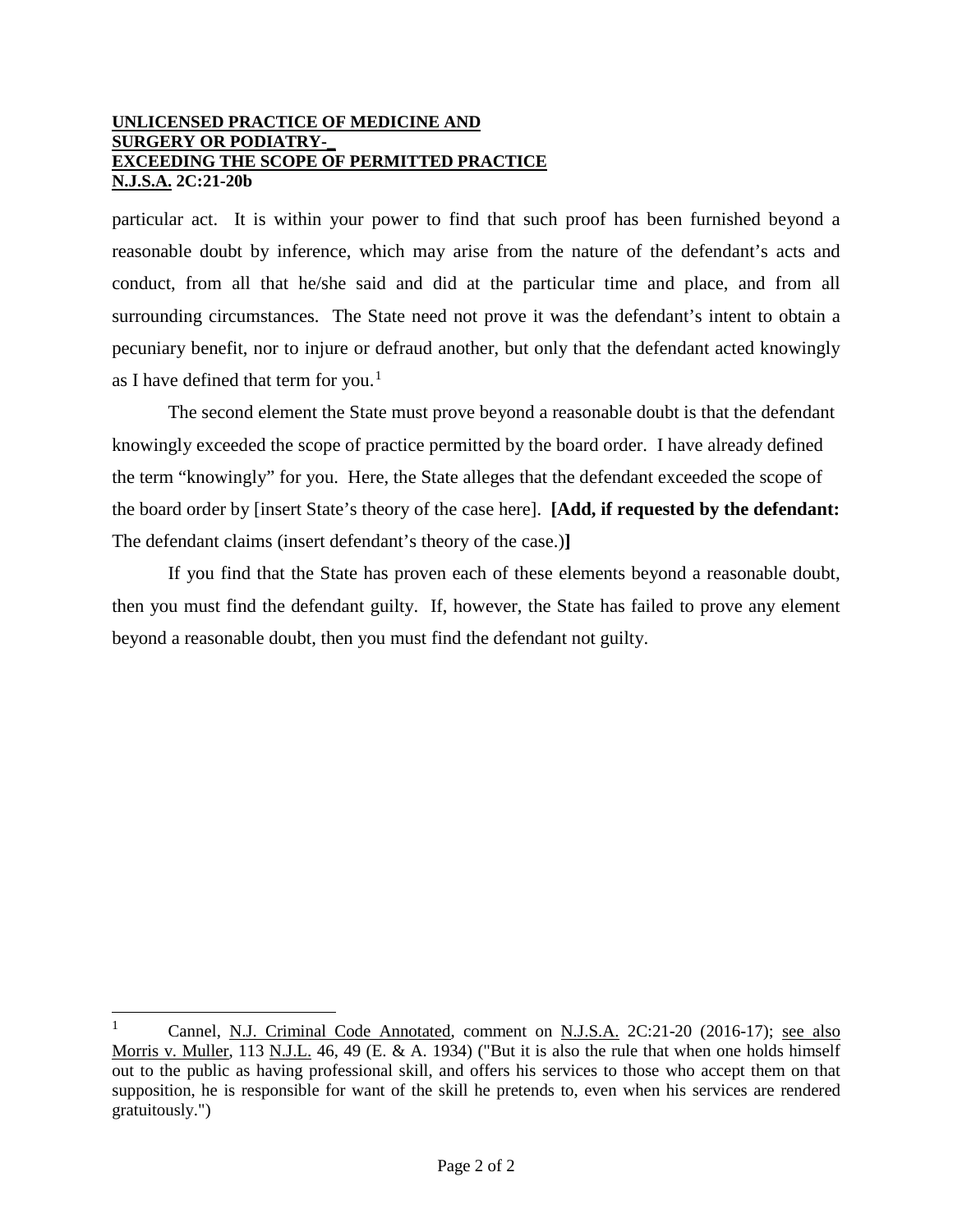particular act. It is within your power to find that such proof has been furnished beyond a reasonable doubt by inference, which may arise from the nature of the defendant's acts and conduct, from all that he/she said and did at the particular time and place, and from all surrounding circumstances. The State need not prove it was the defendant's intent to obtain a pecuniary benefit, nor to injure or defraud another, but only that the defendant acted knowingly as I have defined that term for you.[1]

The second element the State must prove beyond a reasonable doubt is that the defendant knowingly exceeded the scope of practice permitted by the board order. I have already defined the term "knowingly" for you. Here, the State alleges that the defendant exceeded the scope of the board order by [insert State's theory of the case here]. **[Add, if requested by the defendant:** The defendant claims (insert defendant's theory of the case.)**]**

If you find that the State has proven each of these elements beyond a reasonable doubt, then you must find the defendant guilty. If, however, the State has failed to prove any element beyond a reasonable doubt, then you must find the defendant not guilty.

---

[1] Cannel, N.J. Criminal Code Annotated, comment on N.J.S.A. 2C:21-20 (2016-17); see also Morris v. Muller, 113 N.J.L. 46, 49 (E. & A. 1934) ("But it is also the rule that when one holds himself out to the public as having professional skill, and offers his services to those who accept them on that supposition, he is responsible for want of the skill he pretends to, even when his services are rendered gratuitously.")